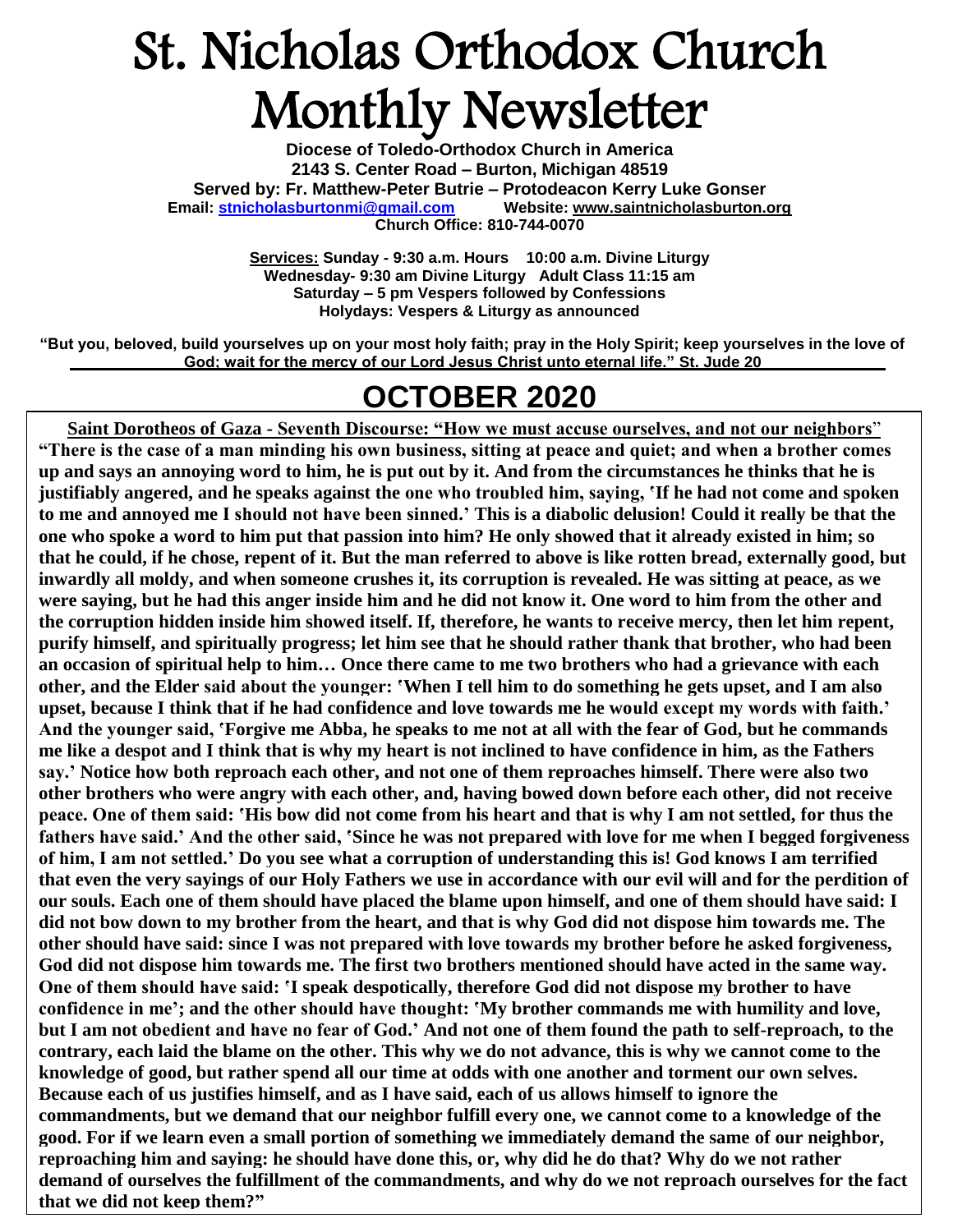# St. Nicholas Orthodox Church Monthly Newsletter

**Diocese of Toledo-Orthodox Church in America**
**2143 S. Center Road – Burton, Michigan 48519**
**Served by: Fr. Matthew-Peter Butrie – Protodeacon Kerry Luke Gonser**
**Email: stnicholasburtonmi@gmail.com Website: www.saintnicholasburton.org**
**Church Office: 810-744-0070**

**Services: Sunday - 9:30 a.m. Hours 10:00 a.m. Divine Liturgy**
**Wednesday- 9:30 am Divine Liturgy Adult Class 11:15 am**
**Saturday – 5 pm Vespers followed by Confessions**
**Holydays: Vespers & Liturgy as announced**

**"But you, beloved, build yourselves up on your most holy faith; pray in the Holy Spirit; keep yourselves in the love of God; wait for the mercy of our Lord Jesus Christ unto eternal life." St. Jude 20**

## OCTOBER 2020

**Saint Dorotheos of Gaza - Seventh Discourse: "How we must accuse ourselves, and not our neighbors"**

**"There is the case of a man minding his own business, sitting at peace and quiet; and when a brother comes up and says an annoying word to him, he is put out by it. And from the circumstances he thinks that he is justifiably angered, and he speaks against the one who troubled him, saying, 'If he had not come and spoken to me and annoyed me I should not have been sinned.' This is a diabolic delusion! Could it really be that the one who spoke a word to him put that passion into him? He only showed that it already existed in him; so that he could, if he chose, repent of it. But the man referred to above is like rotten bread, externally good, but inwardly all moldy, and when someone crushes it, its corruption is revealed. He was sitting at peace, as we were saying, but he had this anger inside him and he did not know it. One word to him from the other and the corruption hidden inside him showed itself. If, therefore, he wants to receive mercy, then let him repent, purify himself, and spiritually progress; let him see that he should rather thank that brother, who had been an occasion of spiritual help to him… Once there came to me two brothers who had a grievance with each other, and the Elder said about the younger: 'When I tell him to do something he gets upset, and I am also upset, because I think that if he had confidence and love towards me he would except my words with faith.' And the younger said, 'Forgive me Abba, he speaks to me not at all with the fear of God, but he commands me like a despot and I think that is why my heart is not inclined to have confidence in him, as the Fathers say.' Notice how both reproach each other, and not one of them reproaches himself. There were also two other brothers who were angry with each other, and, having bowed down before each other, did not receive peace. One of them said: 'His bow did not come from his heart and that is why I am not settled, for thus the fathers have said.' And the other said, 'Since he was not prepared with love for me when I begged forgiveness of him, I am not settled.' Do you see what a corruption of understanding this is! God knows I am terrified that even the very sayings of our Holy Fathers we use in accordance with our evil will and for the perdition of our souls. Each one of them should have placed the blame upon himself, and one of them should have said: I did not bow down to my brother from the heart, and that is why God did not dispose him towards me. The other should have said: since I was not prepared with love towards my brother before he asked forgiveness, God did not dispose him towards me. The first two brothers mentioned should have acted in the same way. One of them should have said: 'I speak despotically, therefore God did not dispose my brother to have confidence in me'; and the other should have thought: 'My brother commands me with humility and love, but I am not obedient and have no fear of God.' And not one of them found the path to self-reproach, to the contrary, each laid the blame on the other. This why we do not advance, this is why we cannot come to the knowledge of good, but rather spend all our time at odds with one another and torment our own selves. Because each of us justifies himself, and as I have said, each of us allows himself to ignore the commandments, but we demand that our neighbor fulfill every one, we cannot come to a knowledge of the good. For if we learn even a small portion of something we immediately demand the same of our neighbor, reproaching him and saying: he should have done this, or, why did he do that? Why do we not rather demand of ourselves the fulfillment of the commandments, and why do we not reproach ourselves for the fact that we did not keep them?"**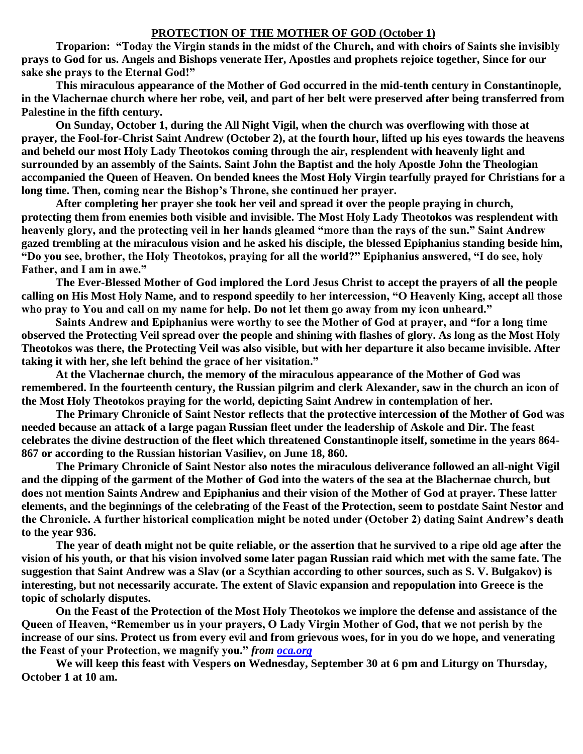## PROTECTION OF THE MOTHER OF GOD (October 1)

**Troparion: "Today the Virgin stands in the midst of the Church, and with choirs of Saints she invisibly prays to God for us. Angels and Bishops venerate Her, Apostles and prophets rejoice together, Since for our sake she prays to the Eternal God!"**

**This miraculous appearance of the Mother of God occurred in the mid-tenth century in Constantinople, in the Vlachernae church where her robe, veil, and part of her belt were preserved after being transferred from Palestine in the fifth century.**

**On Sunday, October 1, during the All Night Vigil, when the church was overflowing with those at prayer, the Fool-for-Christ Saint Andrew (October 2), at the fourth hour, lifted up his eyes towards the heavens and beheld our most Holy Lady Theotokos coming through the air, resplendent with heavenly light and surrounded by an assembly of the Saints. Saint John the Baptist and the holy Apostle John the Theologian accompanied the Queen of Heaven. On bended knees the Most Holy Virgin tearfully prayed for Christians for a long time. Then, coming near the Bishop's Throne, she continued her prayer.**

**After completing her prayer she took her veil and spread it over the people praying in church, protecting them from enemies both visible and invisible. The Most Holy Lady Theotokos was resplendent with heavenly glory, and the protecting veil in her hands gleamed "more than the rays of the sun." Saint Andrew gazed trembling at the miraculous vision and he asked his disciple, the blessed Epiphanius standing beside him, "Do you see, brother, the Holy Theotokos, praying for all the world?" Epiphanius answered, "I do see, holy Father, and I am in awe."**

**The Ever-Blessed Mother of God implored the Lord Jesus Christ to accept the prayers of all the people calling on His Most Holy Name, and to respond speedily to her intercession, "O Heavenly King, accept all those who pray to You and call on my name for help. Do not let them go away from my icon unheard."**

**Saints Andrew and Epiphanius were worthy to see the Mother of God at prayer, and "for a long time observed the Protecting Veil spread over the people and shining with flashes of glory. As long as the Most Holy Theotokos was there, the Protecting Veil was also visible, but with her departure it also became invisible. After taking it with her, she left behind the grace of her visitation."**

**At the Vlachernae church, the memory of the miraculous appearance of the Mother of God was remembered. In the fourteenth century, the Russian pilgrim and clerk Alexander, saw in the church an icon of the Most Holy Theotokos praying for the world, depicting Saint Andrew in contemplation of her.**

**The Primary Chronicle of Saint Nestor reflects that the protective intercession of the Mother of God was needed because an attack of a large pagan Russian fleet under the leadership of Askole and Dir. The feast celebrates the divine destruction of the fleet which threatened Constantinople itself, sometime in the years 864-867 or according to the Russian historian Vasiliev, on June 18, 860.**

**The Primary Chronicle of Saint Nestor also notes the miraculous deliverance followed an all-night Vigil and the dipping of the garment of the Mother of God into the waters of the sea at the Blachernae church, but does not mention Saints Andrew and Epiphanius and their vision of the Mother of God at prayer. These latter elements, and the beginnings of the celebrating of the Feast of the Protection, seem to postdate Saint Nestor and the Chronicle. A further historical complication might be noted under (October 2) dating Saint Andrew's death to the year 936.**

**The year of death might not be quite reliable, or the assertion that he survived to a ripe old age after the vision of his youth, or that his vision involved some later pagan Russian raid which met with the same fate. The suggestion that Saint Andrew was a Slav (or a Scythian according to other sources, such as S. V. Bulgakov) is interesting, but not necessarily accurate. The extent of Slavic expansion and repopulation into Greece is the topic of scholarly disputes.**

**On the Feast of the Protection of the Most Holy Theotokos we implore the defense and assistance of the Queen of Heaven, "Remember us in your prayers, O Lady Virgin Mother of God, that we not perish by the increase of our sins. Protect us from every evil and from grievous woes, for in you do we hope, and venerating the Feast of your Protection, we magnify you."** ***from oca.org***

**We will keep this feast with Vespers on Wednesday, September 30 at 6 pm and Liturgy on Thursday, October 1 at 10 am.**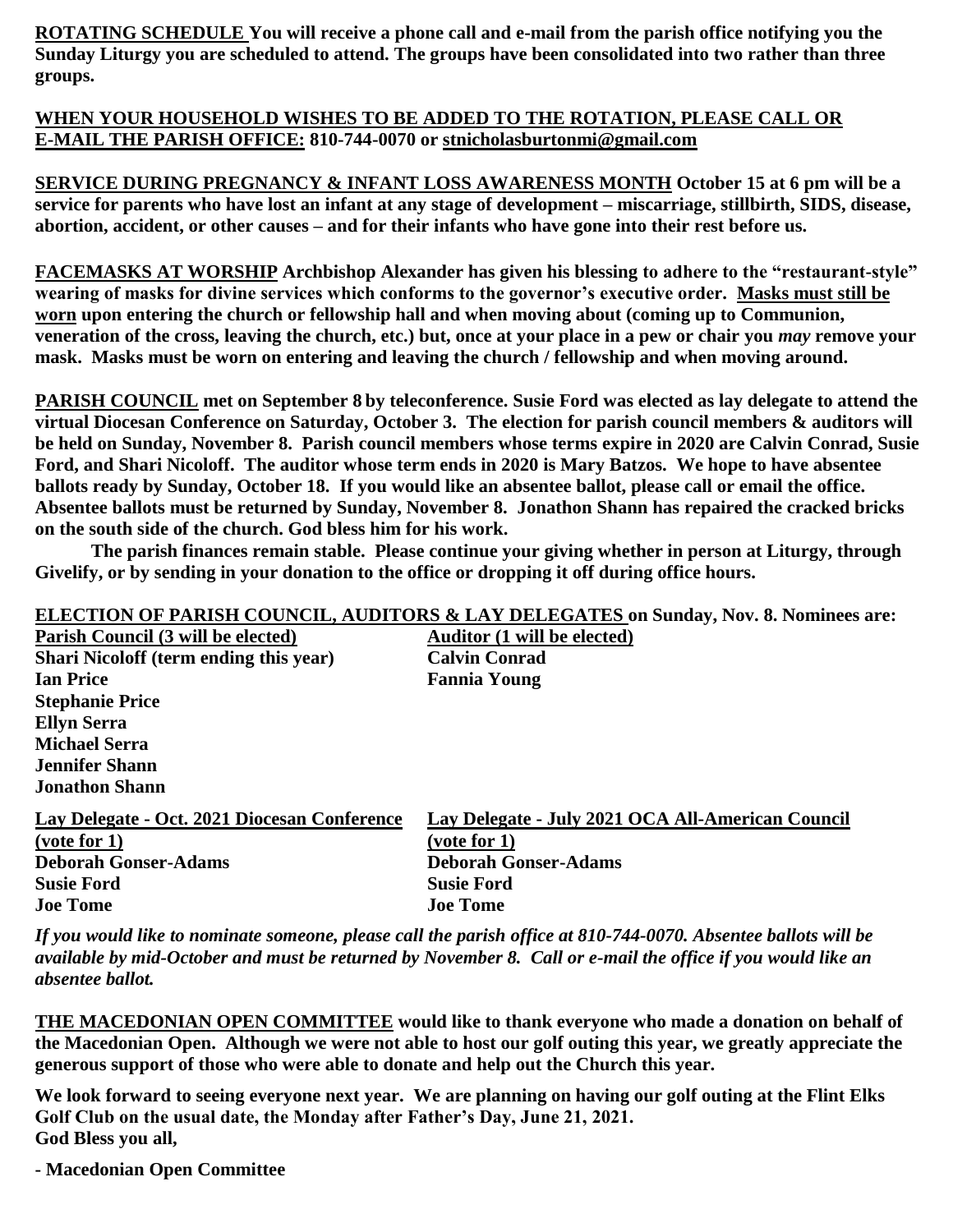**ROTATING SCHEDULE** You will receive a phone call and e-mail from the parish office notifying you the Sunday Liturgy you are scheduled to attend. The groups have been consolidated into two rather than three groups.

**WHEN YOUR HOUSEHOLD WISHES TO BE ADDED TO THE ROTATION, PLEASE CALL OR E-MAIL THE PARISH OFFICE: 810-744-0070 or stnicholasburtonmi@gmail.com**

**SERVICE DURING PREGNANCY & INFANT LOSS AWARENESS MONTH** October 15 at 6 pm will be a service for parents who have lost an infant at any stage of development – miscarriage, stillbirth, SIDS, disease, abortion, accident, or other causes – and for their infants who have gone into their rest before us.

**FACEMASKS AT WORSHIP** Archbishop Alexander has given his blessing to adhere to the "restaurant-style" wearing of masks for divine services which conforms to the governor's executive order. **Masks must still be worn** upon entering the church or fellowship hall and when moving about (coming up to Communion, veneration of the cross, leaving the church, etc.) but, once at your place in a pew or chair you *may* remove your mask. Masks must be worn on entering and leaving the church / fellowship and when moving around.

**PARISH COUNCIL** met on September 8 by teleconference. Susie Ford was elected as lay delegate to attend the virtual Diocesan Conference on Saturday, October 3. The election for parish council members & auditors will be held on Sunday, November 8. Parish council members whose terms expire in 2020 are Calvin Conrad, Susie Ford, and Shari Nicoloff. The auditor whose term ends in 2020 is Mary Batzos. We hope to have absentee ballots ready by Sunday, October 18. If you would like an absentee ballot, please call or email the office. Absentee ballots must be returned by Sunday, November 8. Jonathon Shann has repaired the cracked bricks on the south side of the church. God bless him for his work.

The parish finances remain stable. Please continue your giving whether in person at Liturgy, through Givelify, or by sending in your donation to the office or dropping it off during office hours.

**ELECTION OF PARISH COUNCIL, AUDITORS & LAY DELEGATES** on Sunday, Nov. 8. Nominees are:

| Parish Council (3 will be elected) | Auditor (1 will be elected) |
|---|---|
| Shari Nicoloff (term ending this year) | Calvin Conrad |
| Ian Price | Fannia Young |
| Stephanie Price | |
| Ellyn Serra | |
| Michael Serra | |
| Jennifer Shann | |
| Jonathon Shann | |

| Lay Delegate - Oct. 2021 Diocesan Conference (vote for 1) | Lay Delegate - July 2021 OCA All-American Council (vote for 1) |
|---|---|
| Deborah Gonser-Adams | Deborah Gonser-Adams |
| Susie Ford | Susie Ford |
| Joe Tome | Joe Tome |

*If you would like to nominate someone, please call the parish office at 810-744-0070. Absentee ballots will be available by mid-October and must be returned by November 8. Call or e-mail the office if you would like an absentee ballot.*

**THE MACEDONIAN OPEN COMMITTEE** would like to thank everyone who made a donation on behalf of the Macedonian Open. Although we were not able to host our golf outing this year, we greatly appreciate the generous support of those who were able to donate and help out the Church this year.

We look forward to seeing everyone next year. We are planning on having our golf outing at the Flint Elks Golf Club on the usual date, the Monday after Father's Day, June 21, 2021.
God Bless you all,

- Macedonian Open Committee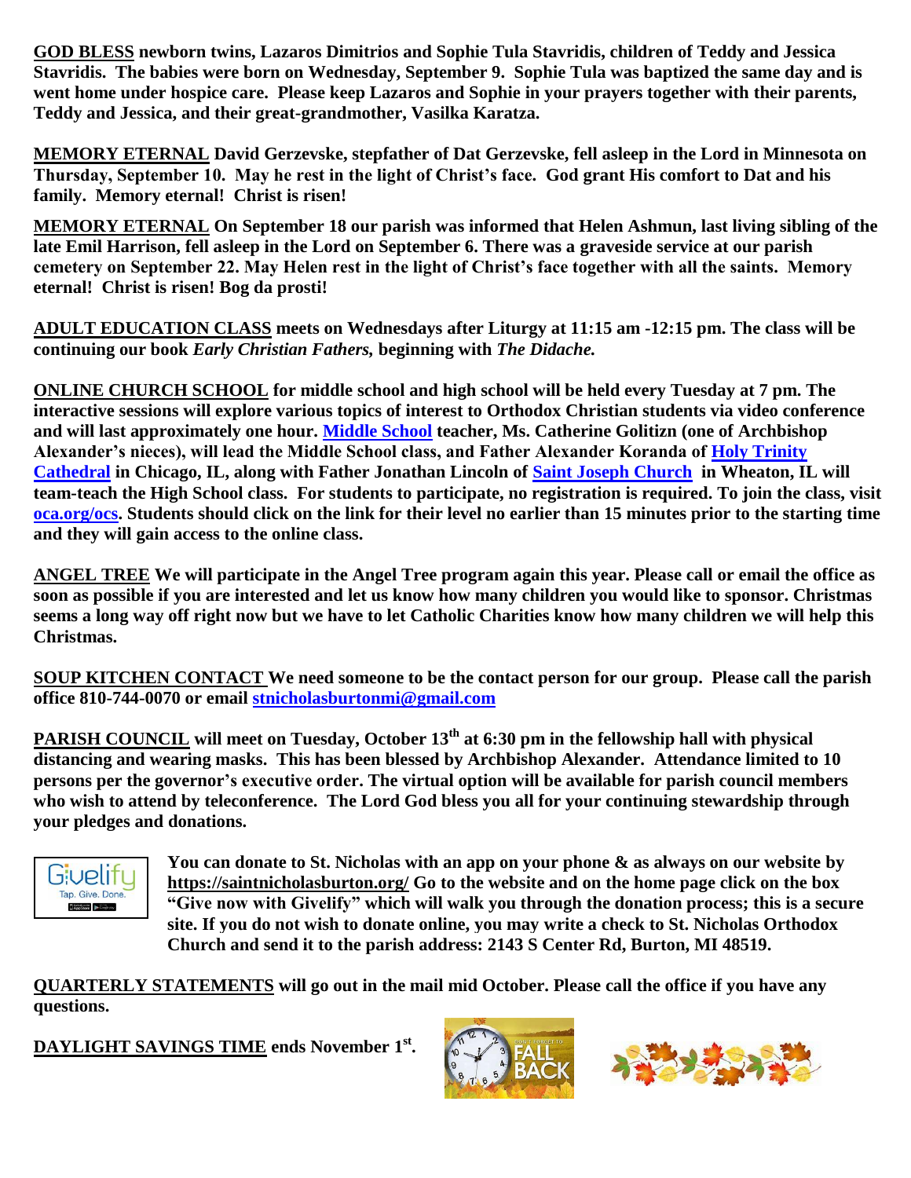**GOD BLESS newborn twins, Lazaros Dimitrios and Sophie Tula Stavridis, children of Teddy and Jessica Stavridis. The babies were born on Wednesday, September 9. Sophie Tula was baptized the same day and is went home under hospice care. Please keep Lazaros and Sophie in your prayers together with their parents, Teddy and Jessica, and their great-grandmother, Vasilka Karatza.**

**MEMORY ETERNAL David Gerzevske, stepfather of Dat Gerzevske, fell asleep in the Lord in Minnesota on Thursday, September 10. May he rest in the light of Christ's face. God grant His comfort to Dat and his family. Memory eternal! Christ is risen!**

**MEMORY ETERNAL On September 18 our parish was informed that Helen Ashmun, last living sibling of the late Emil Harrison, fell asleep in the Lord on September 6. There was a graveside service at our parish cemetery on September 22. May Helen rest in the light of Christ's face together with all the saints. Memory eternal! Christ is risen! Bog da prosti!**

**ADULT EDUCATION CLASS meets on Wednesdays after Liturgy at 11:15 am -12:15 pm. The class will be continuing our book *Early Christian Fathers,* beginning with *The Didache.***

**ONLINE CHURCH SCHOOL for middle school and high school will be held every Tuesday at 7 pm. The interactive sessions will explore various topics of interest to Orthodox Christian students via video conference and will last approximately one hour. Middle School teacher, Ms. Catherine Golitizn (one of Archbishop Alexander's nieces), will lead the Middle School class, and Father Alexander Koranda of Holy Trinity Cathedral in Chicago, IL, along with Father Jonathan Lincoln of Saint Joseph Church in Wheaton, IL will team-teach the High School class. For students to participate, no registration is required. To join the class, visit oca.org/ocs. Students should click on the link for their level no earlier than 15 minutes prior to the starting time and they will gain access to the online class.**

**ANGEL TREE We will participate in the Angel Tree program again this year. Please call or email the office as soon as possible if you are interested and let us know how many children you would like to sponsor. Christmas seems a long way off right now but we have to let Catholic Charities know how many children we will help this Christmas.**

**SOUP KITCHEN CONTACT We need someone to be the contact person for our group. Please call the parish office 810-744-0070 or email stnicholasburtonmi@gmail.com**

**PARISH COUNCIL will meet on Tuesday, October 13th at 6:30 pm in the fellowship hall with physical distancing and wearing masks. This has been blessed by Archbishop Alexander. Attendance limited to 10 persons per the governor's executive order. The virtual option will be available for parish council members who wish to attend by teleconference. The Lord God bless you all for your continuing stewardship through your pledges and donations.**

**You can donate to St. Nicholas with an app on your phone & as always on our website by https://saintnicholasburton.org/ Go to the website and on the home page click on the box "Give now with Givelify" which will walk you through the donation process; this is a secure site. If you do not wish to donate online, you may write a check to St. Nicholas Orthodox Church and send it to the parish address: 2143 S Center Rd, Burton, MI 48519.**

**QUARTERLY STATEMENTS will go out in the mail mid October. Please call the office if you have any questions.**

**DAYLIGHT SAVINGS TIME ends November 1st.**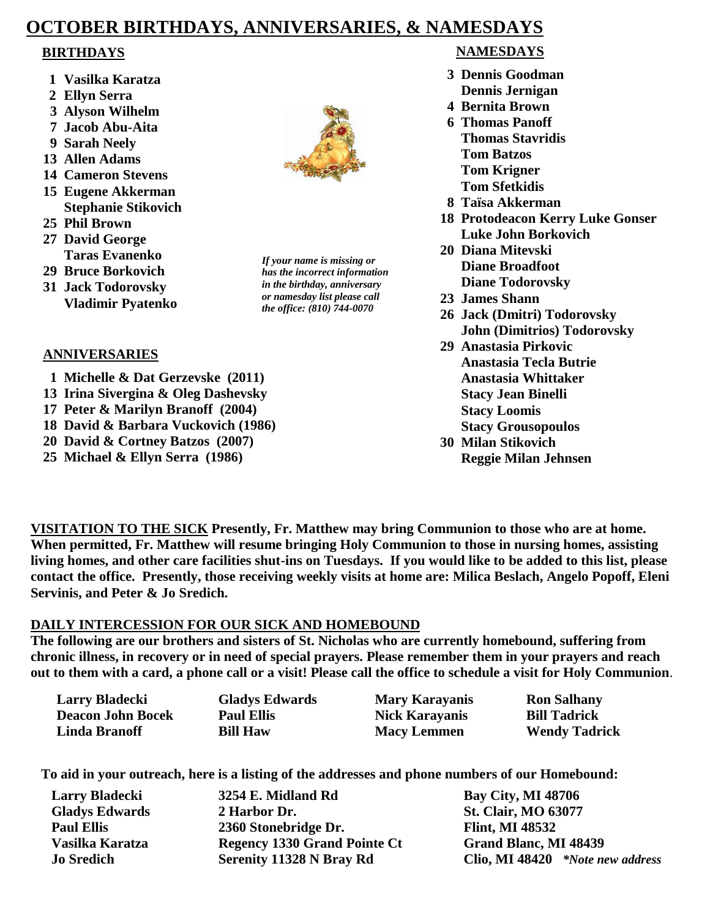# OCTOBER BIRTHDAYS, ANNIVERSARIES, & NAMESDAYS

## BIRTHDAYS

- **1** Vasilka Karatza
- **2** Ellyn Serra
- **3** Alyson Wilhelm
- **7** Jacob Abu-Aita
- **9** Sarah Neely
- **13** Allen Adams
- **14** Cameron Stevens
- **15** Eugene Akkerman
  - Stephanie Stikovich
- **25** Phil Brown
- **27** David George
  - Taras Evanenko
- **29** Bruce Borkovich
- **31** Jack Todorovsky
  - Vladimir Pyatenko

*If your name is missing or has the incorrect information in the birthday, anniversary or namesday list please call the office: (810) 744-0070*

## ANNIVERSARIES

- **1** Michelle & Dat Gerzevske (2011)
- **13** Irina Sivergina & Oleg Dashevsky
- **17** Peter & Marilyn Branoff (2004)
- **18** David & Barbara Vuckovich (1986)
- **20** David & Cortney Batzos (2007)
- **25** Michael & Ellyn Serra (1986)

## NAMESDAYS

- **3** Dennis Goodman
  - Dennis Jernigan
- **4** Bernita Brown
- **6** Thomas Panoff
  - Thomas Stavridis
  - Tom Batzos
  - Tom Krigner
  - Tom Sfetkidis
- **8** Taïsa Akkerman
- **18** Protodeacon Kerry Luke Gonser
  - Luke John Borkovich
- **20** Diana Mitevski
  - Diane Broadfoot
  - Diane Todorovsky
- **23** James Shann
- **26** Jack (Dmitri) Todorovsky
  - John (Dimitrios) Todorovsky
- **29** Anastasia Pirkovic
  - Anastasia Tecla Butrie
  - Anastasia Whittaker
  - Stacy Jean Binelli
  - Stacy Loomis
  - Stacy Grousopoulos
- **30** Milan Stikovich
  - Reggie Milan Jehnsen

**VISITATION TO THE SICK** Presently, Fr. Matthew may bring Communion to those who are at home. When permitted, Fr. Matthew will resume bringing Holy Communion to those in nursing homes, assisting living homes, and other care facilities shut-ins on Tuesdays. If you would like to be added to this list, please contact the office. Presently, those receiving weekly visits at home are: Milica Beslach, Angelo Popoff, Eleni Servinis, and Peter & Jo Sredich.

## DAILY INTERCESSION FOR OUR SICK AND HOMEBOUND

**The following are our brothers and sisters of St. Nicholas who are currently homebound, suffering from chronic illness, in recovery or in need of special prayers. Please remember them in your prayers and reach out to them with a card, a phone call or a visit! Please call the office to schedule a visit for Holy Communion.**

| | | | |
|---|---|---|---|
| Larry Bladecki | Gladys Edwards | Mary Karayanis | Ron Salhany |
| Deacon John Bocek | Paul Ellis | Nick Karayanis | Bill Tadrick |
| Linda Branoff | Bill Haw | Macy Lemmen | Wendy Tadrick |

**To aid in your outreach, here is a listing of the addresses and phone numbers of our Homebound:**

| | | |
|---|---|---|
| Larry Bladecki | 3254 E. Midland Rd | Bay City, MI 48706 |
| Gladys Edwards | 2 Harbor Dr. | St. Clair, MO 63077 |
| Paul Ellis | 2360 Stonebridge Dr. | Flint, MI 48532 |
| Vasilka Karatza | Regency 1330 Grand Pointe Ct | Grand Blanc, MI 48439 |
| Jo Sredich | Serenity 11328 N Bray Rd | Clio, MI 48420 *\*Note new address* |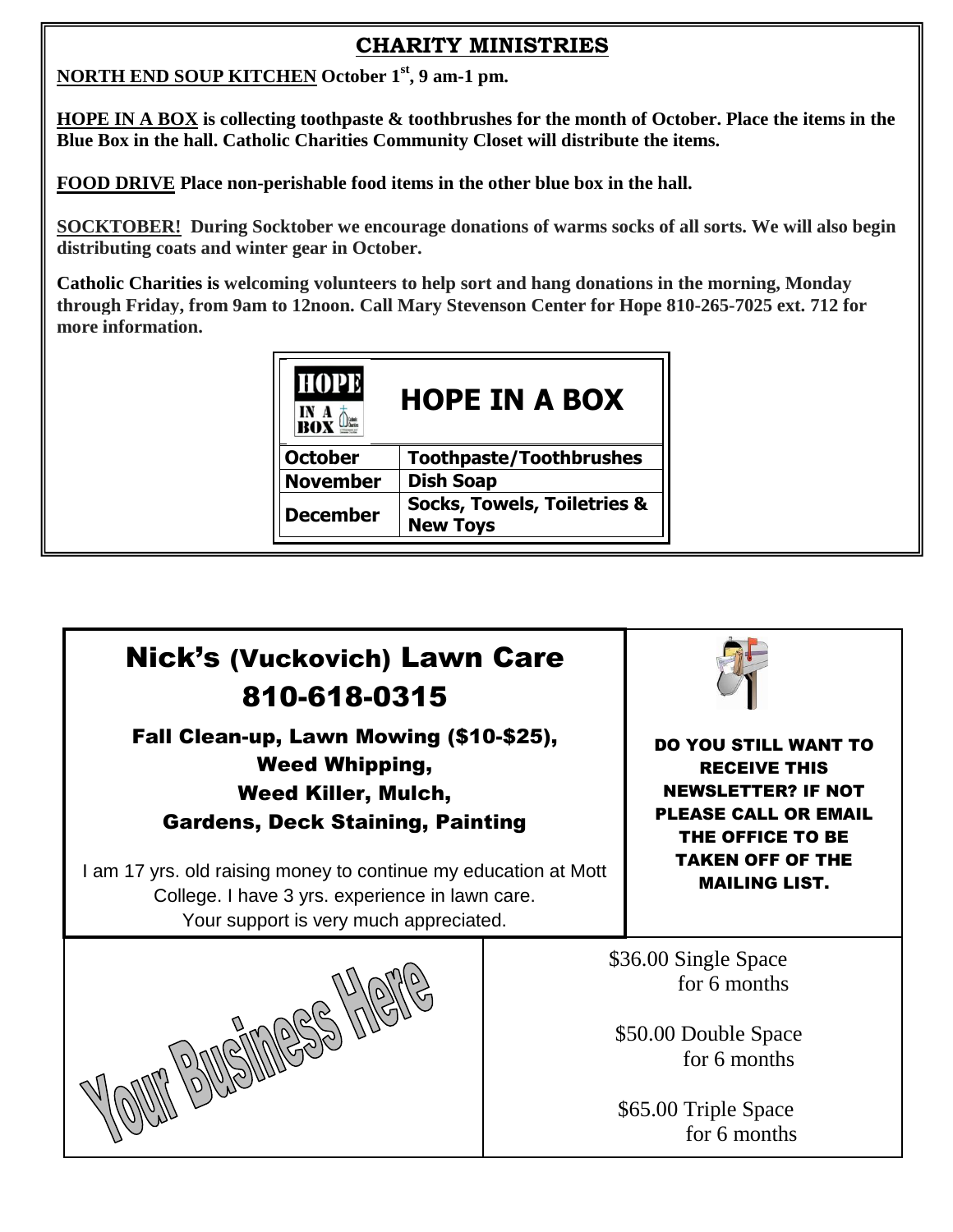## CHARITY MINISTRIES

**NORTH END SOUP KITCHEN October 1st, 9 am-1 pm.**

**HOPE IN A BOX is collecting toothpaste & toothbrushes for the month of October. Place the items in the Blue Box in the hall. Catholic Charities Community Closet will distribute the items.**

**FOOD DRIVE Place non-perishable food items in the other blue box in the hall.**

**SOCKTOBER! During Socktober we encourage donations of warms socks of all sorts. We will also begin distributing coats and winter gear in October.**

**Catholic Charities is welcoming volunteers to help sort and hang donations in the morning, Monday through Friday, from 9am to 12noon. Call Mary Stevenson Center for Hope 810-265-7025 ext. 712 for more information.**

| HOPE IN A BOX | |
|---|---|
| **October** | **Toothpaste/Toothbrushes** |
| **November** | **Dish Soap** |
| **December** | **Socks, Towels, Toiletries & New Toys** |

## Nick's (Vuckovich) Lawn Care
## 810-618-0315

**Fall Clean-up, Lawn Mowing ($10-$25), Weed Whipping, Weed Killer, Mulch, Gardens, Deck Staining, Painting**

I am 17 yrs. old raising money to continue my education at Mott College. I have 3 yrs. experience in lawn care. Your support is very much appreciated.

**DO YOU STILL WANT TO RECEIVE THIS NEWSLETTER? IF NOT PLEASE CALL OR EMAIL THE OFFICE TO BE TAKEN OFF OF THE MAILING LIST.**

Your Business Here

$36.00 Single Space for 6 months

$50.00 Double Space for 6 months

$65.00 Triple Space for 6 months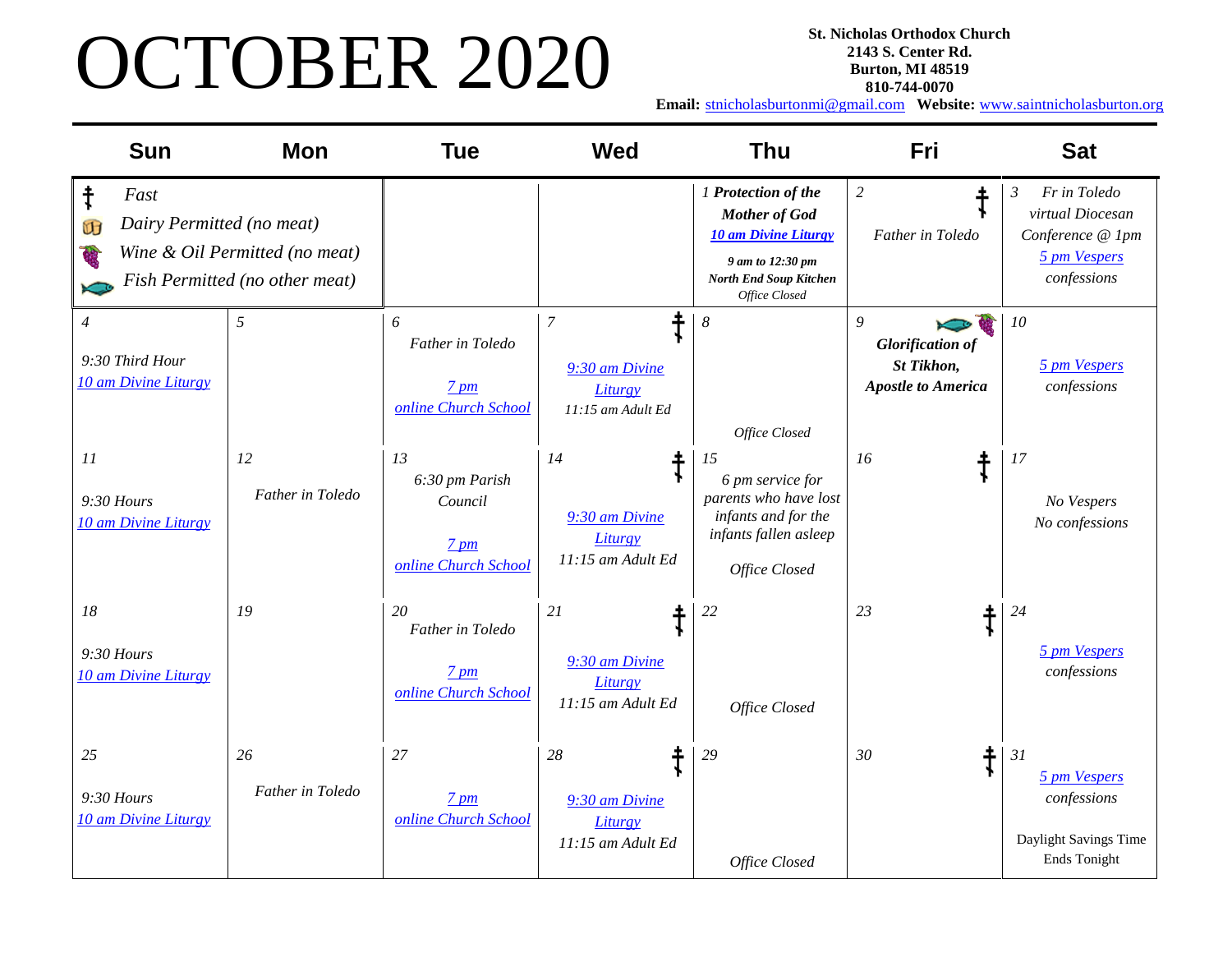# OCTOBER 2020

**St. Nicholas Orthodox Church**
**2143 S. Center Rd.**
**Burton, MI 48519**
**810-744-0070**
**Email:** stnicholasburtonmi@gmail.com **Website:** www.saintnicholasburton.org

| Sun | Mon | Tue | Wed | Thu | Fri | Sat |
|---|---|---|---|---|---|---|
| ‡ *Fast*<br>*Dairy Permitted (no meat)*<br>*Wine & Oil Permitted (no meat)*<br>*Fish Permitted (no other meat)* | | | | *1* ***Protection of the Mother of God***<br>***10 am Divine Liturgy***<br>***9 am to 12:30 pm North End Soup Kitchen***<br>*Office Closed* | *2* ‡<br>*Father in Toledo* | *3* *Fr in Toledo virtual Diocesan Conference @ 1pm*<br>*5 pm Vespers*<br>*confessions* |
| *4*<br>*9:30 Third Hour*<br>*10 am Divine Liturgy* | *5* | *6*<br>*Father in Toledo*<br>*7 pm online Church School* | *7* ‡<br>*9:30 am Divine Liturgy*<br>*11:15 am Adult Ed* | *8*<br>*Office Closed* | *9*<br>***Glorification of St Tikhon, Apostle to America*** | *10*<br>*5 pm Vespers*<br>*confessions* |
| *11*<br>*9:30 Hours*<br>*10 am Divine Liturgy* | *12*<br>*Father in Toledo* | *13*<br>*6:30 pm Parish Council*<br>*7 pm online Church School* | *14* ‡<br>*9:30 am Divine Liturgy*<br>*11:15 am Adult Ed* | *15*<br>*6 pm service for parents who have lost infants and for the infants fallen asleep*<br>*Office Closed* | *16* ‡ | *17*<br>*No Vespers*<br>*No confessions* |
| *18*<br>*9:30 Hours*<br>*10 am Divine Liturgy* | *19* | *20*<br>*Father in Toledo*<br>*7 pm online Church School* | *21* ‡<br>*9:30 am Divine Liturgy*<br>*11:15 am Adult Ed* | *22*<br>*Office Closed* | *23* ‡ | *24*<br>*5 pm Vespers*<br>*confessions* |
| *25*<br>*9:30 Hours*<br>*10 am Divine Liturgy* | *26*<br>*Father in Toledo* | *27*<br>*7 pm online Church School* | *28* ‡<br>*9:30 am Divine Liturgy*<br>*11:15 am Adult Ed* | *29*<br>*Office Closed* | *30* ‡ | *31*<br>*5 pm Vespers*<br>*confessions*<br>Daylight Savings Time Ends Tonight |